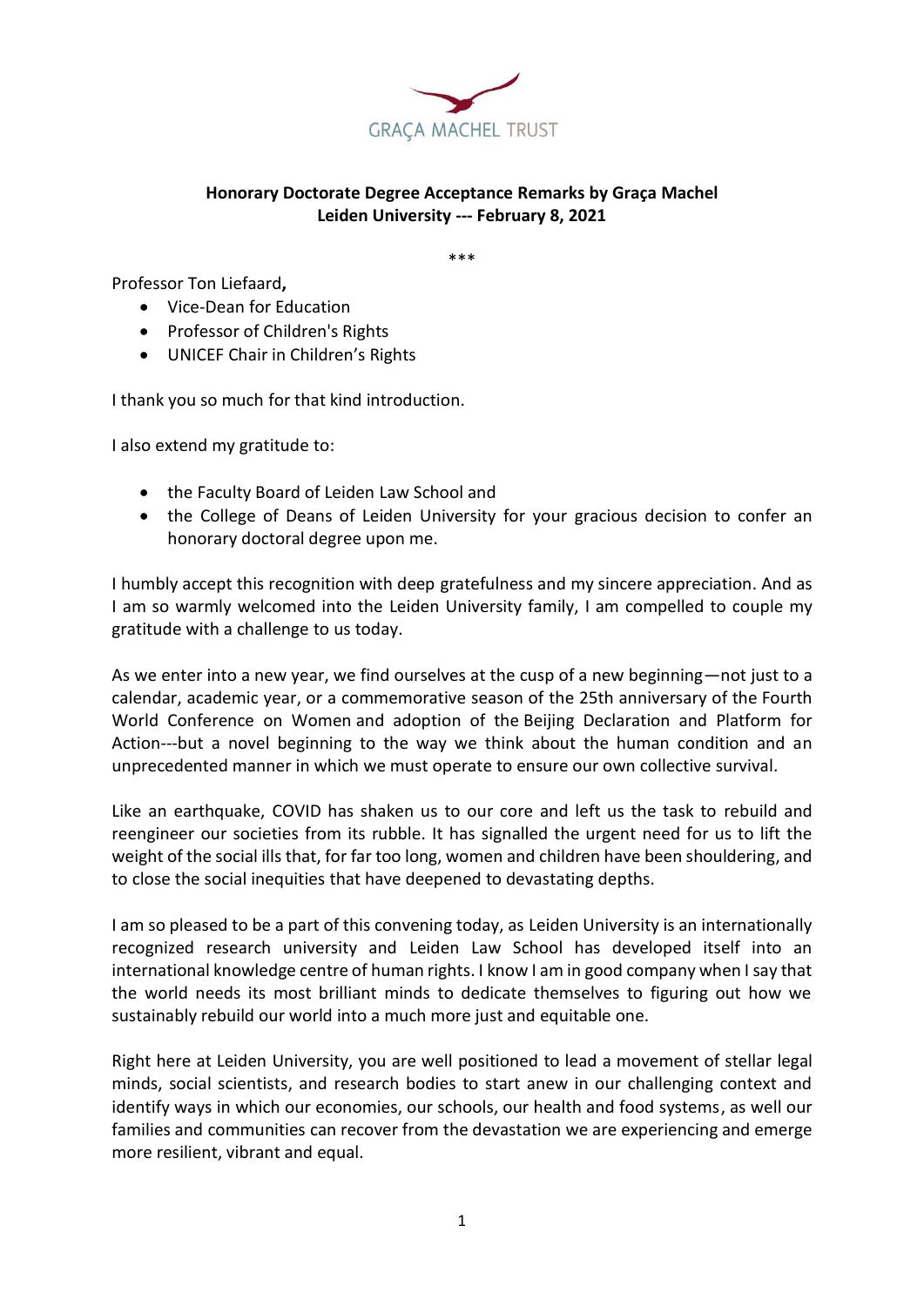GRAÇA MACHEL TRUST

**Honorary Doctorate Degree Acceptance Remarks by Graça Machel**
**Leiden University --- February 8, 2021**

***

Professor Ton Liefaard**,**

- Vice-Dean for Education
- Professor of Children's Rights
- UNICEF Chair in Children's Rights

I thank you so much for that kind introduction.

I also extend my gratitude to:

- the Faculty Board of Leiden Law School and
- the College of Deans of Leiden University for your gracious decision to confer an honorary doctoral degree upon me.

I humbly accept this recognition with deep gratefulness and my sincere appreciation. And as I am so warmly welcomed into the Leiden University family, I am compelled to couple my gratitude with a challenge to us today.

As we enter into a new year, we find ourselves at the cusp of a new beginning—not just to a calendar, academic year, or a commemorative season of the 25th anniversary of the Fourth World Conference on Women and adoption of the Beijing Declaration and Platform for Action---but a novel beginning to the way we think about the human condition and an unprecedented manner in which we must operate to ensure our own collective survival.

Like an earthquake, COVID has shaken us to our core and left us the task to rebuild and reengineer our societies from its rubble. It has signalled the urgent need for us to lift the weight of the social ills that, for far too long, women and children have been shouldering, and to close the social inequities that have deepened to devastating depths.

I am so pleased to be a part of this convening today, as Leiden University is an internationally recognized research university and Leiden Law School has developed itself into an international knowledge centre of human rights. I know I am in good company when I say that the world needs its most brilliant minds to dedicate themselves to figuring out how we sustainably rebuild our world into a much more just and equitable one.

Right here at Leiden University, you are well positioned to lead a movement of stellar legal minds, social scientists, and research bodies to start anew in our challenging context and identify ways in which our economies, our schools, our health and food systems, as well our families and communities can recover from the devastation we are experiencing and emerge more resilient, vibrant and equal.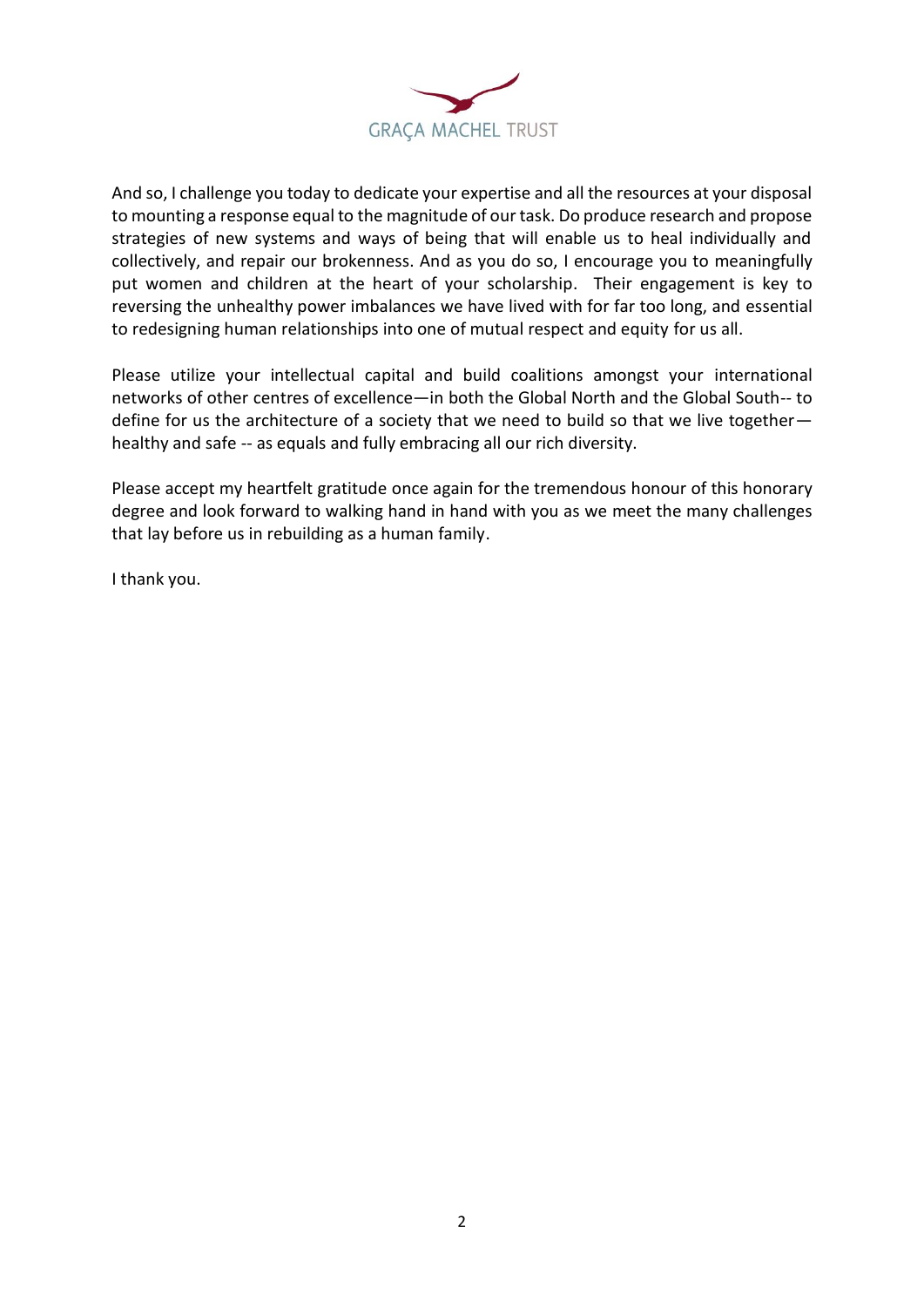And so, I challenge you today to dedicate your expertise and all the resources at your disposal to mounting a response equal to the magnitude of our task. Do produce research and propose strategies of new systems and ways of being that will enable us to heal individually and collectively, and repair our brokenness. And as you do so, I encourage you to meaningfully put women and children at the heart of your scholarship. Their engagement is key to reversing the unhealthy power imbalances we have lived with for far too long, and essential to redesigning human relationships into one of mutual respect and equity for us all.

Please utilize your intellectual capital and build coalitions amongst your international networks of other centres of excellence—in both the Global North and the Global South-- to define for us the architecture of a society that we need to build so that we live together—healthy and safe -- as equals and fully embracing all our rich diversity.

Please accept my heartfelt gratitude once again for the tremendous honour of this honorary degree and look forward to walking hand in hand with you as we meet the many challenges that lay before us in rebuilding as a human family.

I thank you.